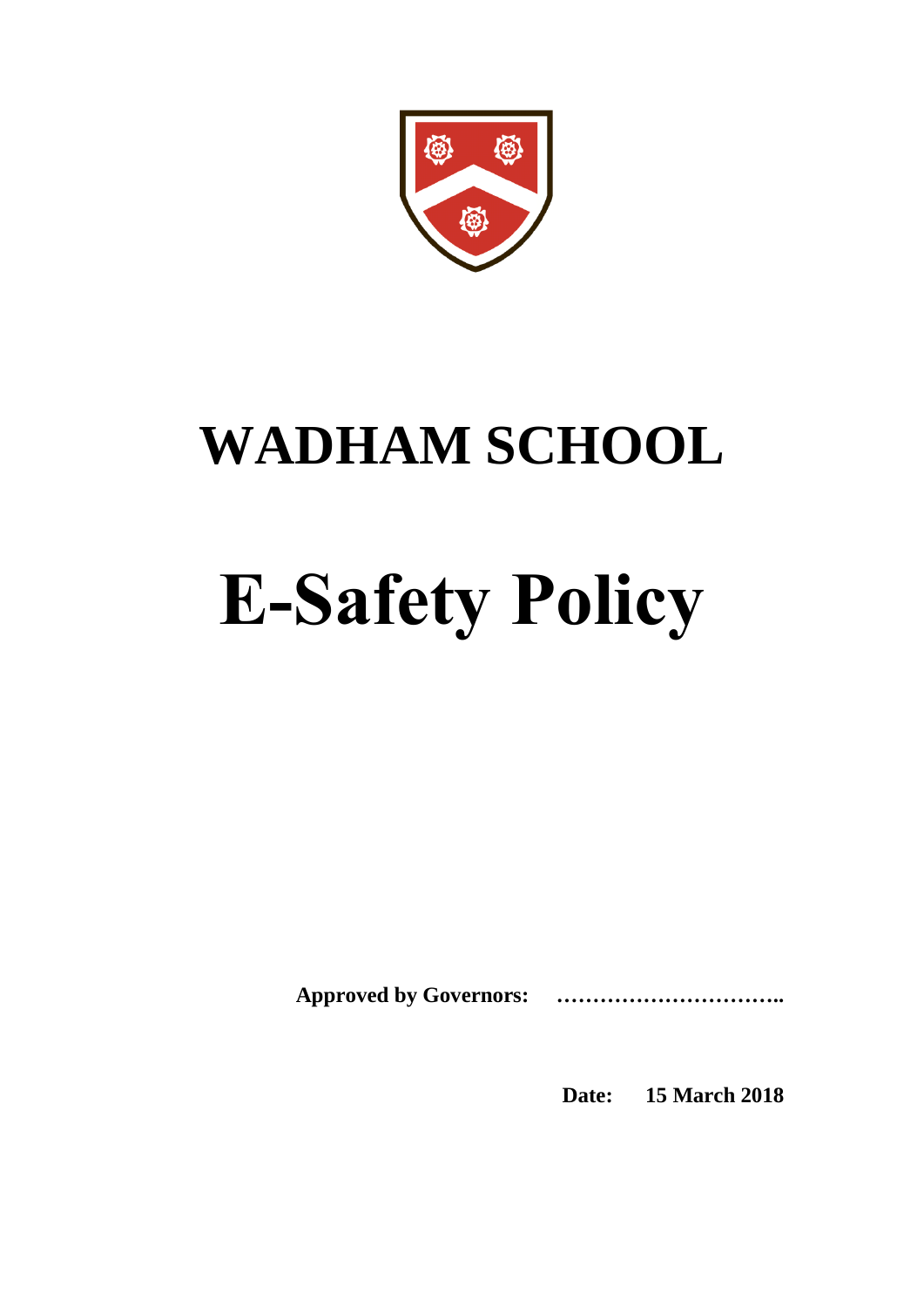# WADHAM SCHOOL

# E-Safety Policy

**Approved by Governors: …………………………..**

**Date: 15 March 2018**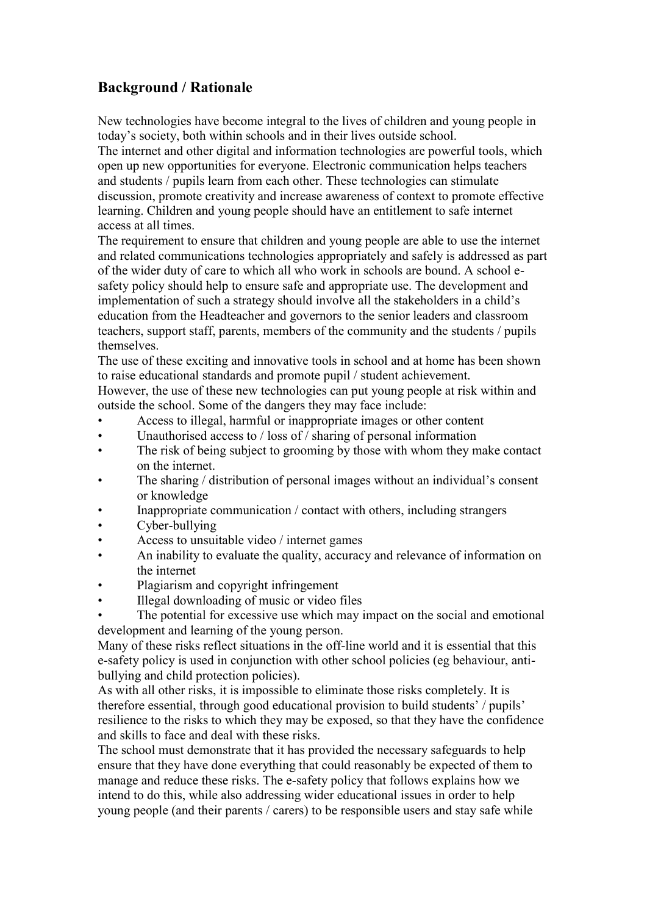## Background / Rationale

New technologies have become integral to the lives of children and young people in today's society, both within schools and in their lives outside school.

The internet and other digital and information technologies are powerful tools, which open up new opportunities for everyone. Electronic communication helps teachers and students / pupils learn from each other. These technologies can stimulate discussion, promote creativity and increase awareness of context to promote effective learning. Children and young people should have an entitlement to safe internet access at all times.

The requirement to ensure that children and young people are able to use the internet and related communications technologies appropriately and safely is addressed as part of the wider duty of care to which all who work in schools are bound. A school e-safety policy should help to ensure safe and appropriate use. The development and implementation of such a strategy should involve all the stakeholders in a child's education from the Headteacher and governors to the senior leaders and classroom teachers, support staff, parents, members of the community and the students / pupils themselves.

The use of these exciting and innovative tools in school and at home has been shown to raise educational standards and promote pupil / student achievement.

However, the use of these new technologies can put young people at risk within and outside the school. Some of the dangers they may face include:

- Access to illegal, harmful or inappropriate images or other content
- Unauthorised access to / loss of / sharing of personal information
- The risk of being subject to grooming by those with whom they make contact on the internet.
- The sharing / distribution of personal images without an individual's consent or knowledge
- Inappropriate communication / contact with others, including strangers
- Cyber-bullying
- Access to unsuitable video / internet games
- An inability to evaluate the quality, accuracy and relevance of information on the internet
- Plagiarism and copyright infringement
- Illegal downloading of music or video files
- The potential for excessive use which may impact on the social and emotional development and learning of the young person.

Many of these risks reflect situations in the off-line world and it is essential that this e-safety policy is used in conjunction with other school policies (eg behaviour, anti-bullying and child protection policies).

As with all other risks, it is impossible to eliminate those risks completely. It is therefore essential, through good educational provision to build students' / pupils' resilience to the risks to which they may be exposed, so that they have the confidence and skills to face and deal with these risks.

The school must demonstrate that it has provided the necessary safeguards to help ensure that they have done everything that could reasonably be expected of them to manage and reduce these risks. The e-safety policy that follows explains how we intend to do this, while also addressing wider educational issues in order to help young people (and their parents / carers) to be responsible users and stay safe while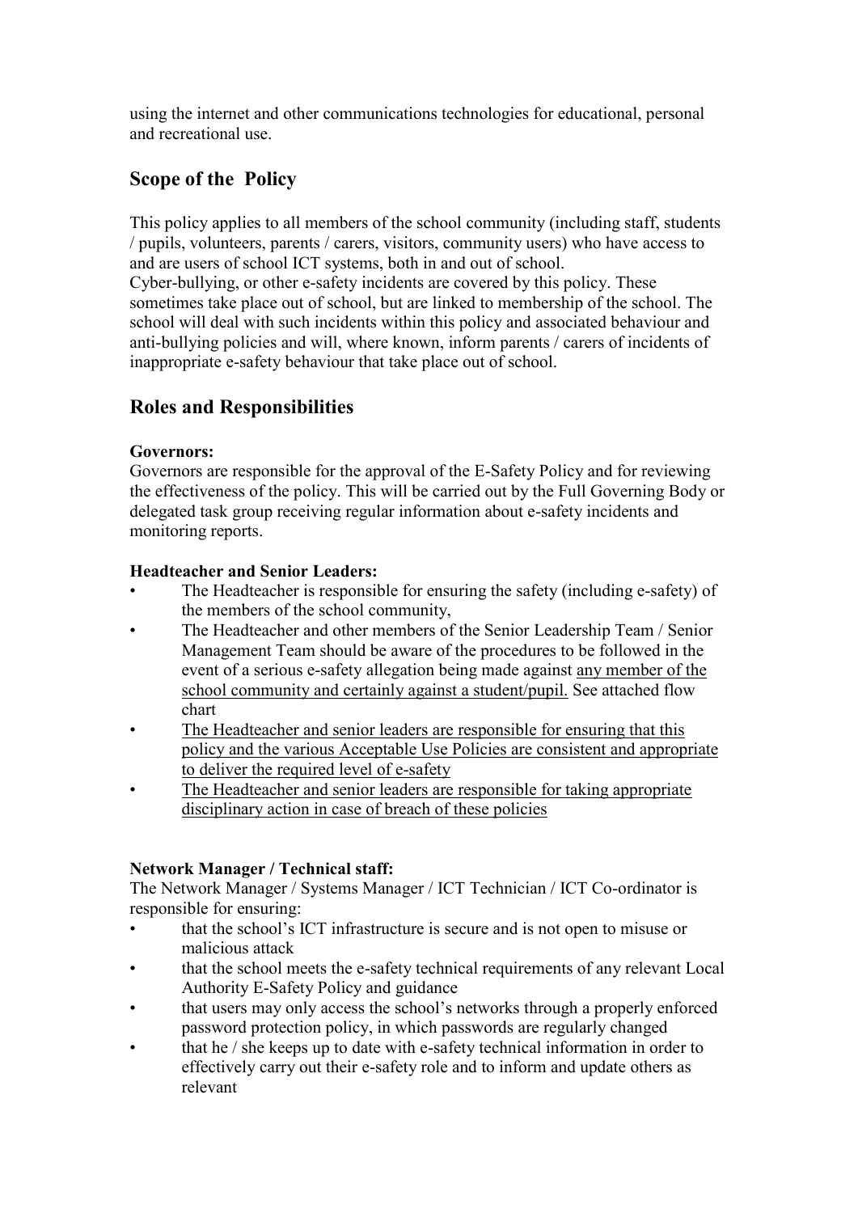using the internet and other communications technologies for educational, personal and recreational use.

## Scope of the Policy

This policy applies to all members of the school community (including staff, students / pupils, volunteers, parents / carers, visitors, community users) who have access to and are users of school ICT systems, both in and out of school.
Cyber-bullying, or other e-safety incidents are covered by this policy. These sometimes take place out of school, but are linked to membership of the school. The school will deal with such incidents within this policy and associated behaviour and anti-bullying policies and will, where known, inform parents / carers of incidents of inappropriate e-safety behaviour that take place out of school.

## Roles and Responsibilities

**Governors:**
Governors are responsible for the approval of the E-Safety Policy and for reviewing the effectiveness of the policy. This will be carried out by the Full Governing Body or delegated task group receiving regular information about e-safety incidents and monitoring reports.

**Headteacher and Senior Leaders:**

- The Headteacher is responsible for ensuring the safety (including e-safety) of the members of the school community,
- The Headteacher and other members of the Senior Leadership Team / Senior Management Team should be aware of the procedures to be followed in the event of a serious e-safety allegation being made against <u>any member of the school community and certainly against a student/pupil.</u> See attached flow chart
- <u>The Headteacher and senior leaders are responsible for ensuring that this policy and the various Acceptable Use Policies are consistent and appropriate to deliver the required level of e-safety</u>
- <u>The Headteacher and senior leaders are responsible for taking appropriate disciplinary action in case of breach of these policies</u>

**Network Manager / Technical staff:**
The Network Manager / Systems Manager / ICT Technician / ICT Co-ordinator is responsible for ensuring:

- that the school's ICT infrastructure is secure and is not open to misuse or malicious attack
- that the school meets the e-safety technical requirements of any relevant Local Authority E-Safety Policy and guidance
- that users may only access the school's networks through a properly enforced password protection policy, in which passwords are regularly changed
- that he / she keeps up to date with e-safety technical information in order to effectively carry out their e-safety role and to inform and update others as relevant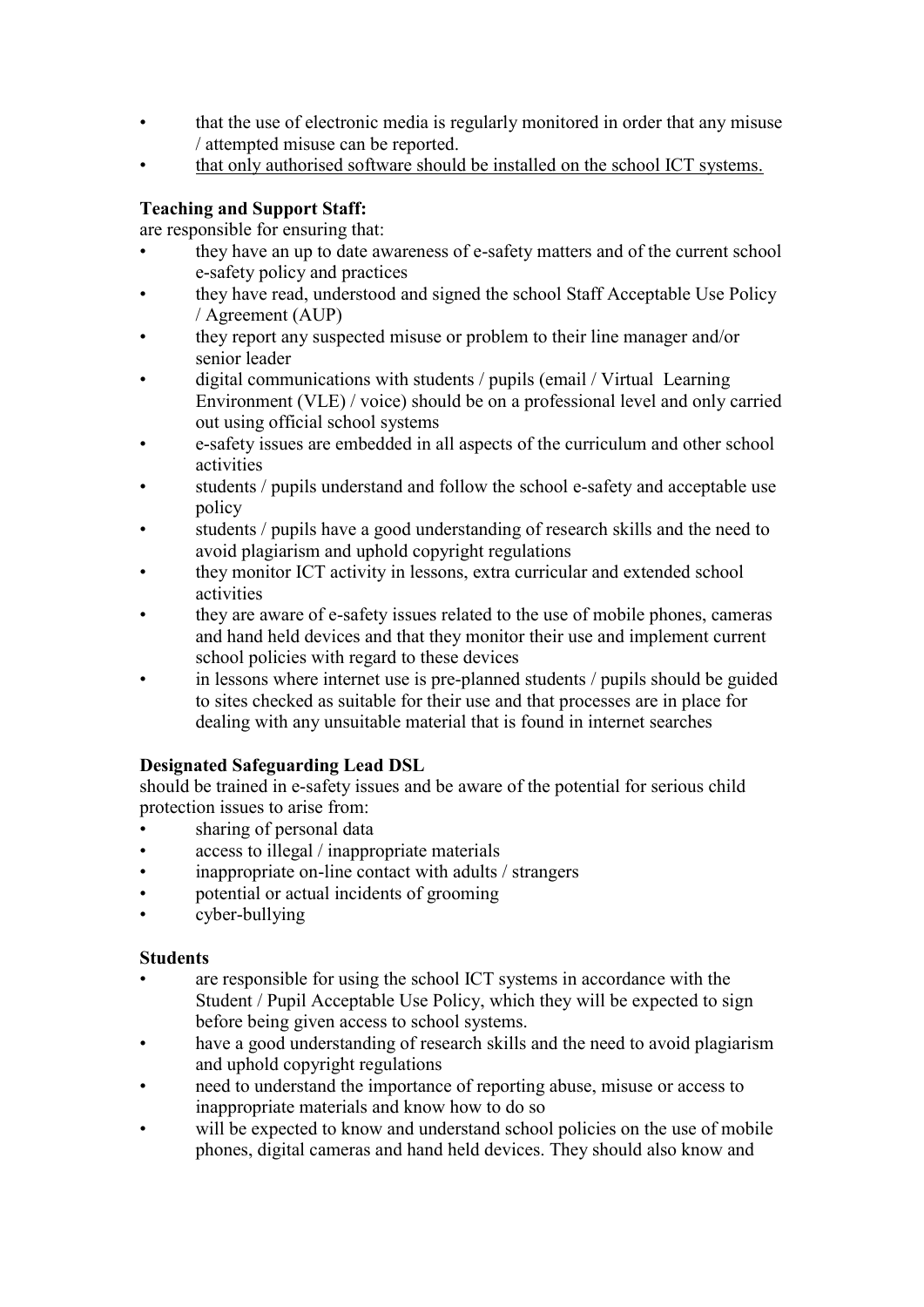- that the use of electronic media is regularly monitored in order that any misuse / attempted misuse can be reported.
- <u>that only authorised software should be installed on the school ICT systems.</u>

**Teaching and Support Staff:**
are responsible for ensuring that:

- they have an up to date awareness of e-safety matters and of the current school e-safety policy and practices
- they have read, understood and signed the school Staff Acceptable Use Policy / Agreement (AUP)
- they report any suspected misuse or problem to their line manager and/or senior leader
- digital communications with students / pupils (email / Virtual Learning Environment (VLE) / voice) should be on a professional level and only carried out using official school systems
- e-safety issues are embedded in all aspects of the curriculum and other school activities
- students / pupils understand and follow the school e-safety and acceptable use policy
- students / pupils have a good understanding of research skills and the need to avoid plagiarism and uphold copyright regulations
- they monitor ICT activity in lessons, extra curricular and extended school activities
- they are aware of e-safety issues related to the use of mobile phones, cameras and hand held devices and that they monitor their use and implement current school policies with regard to these devices
- in lessons where internet use is pre-planned students / pupils should be guided to sites checked as suitable for their use and that processes are in place for dealing with any unsuitable material that is found in internet searches

**Designated Safeguarding Lead DSL**
should be trained in e-safety issues and be aware of the potential for serious child protection issues to arise from:

- sharing of personal data
- access to illegal / inappropriate materials
- inappropriate on-line contact with adults / strangers
- potential or actual incidents of grooming
- cyber-bullying

**Students**

- are responsible for using the school ICT systems in accordance with the Student / Pupil Acceptable Use Policy, which they will be expected to sign before being given access to school systems.
- have a good understanding of research skills and the need to avoid plagiarism and uphold copyright regulations
- need to understand the importance of reporting abuse, misuse or access to inappropriate materials and know how to do so
- will be expected to know and understand school policies on the use of mobile phones, digital cameras and hand held devices. They should also know and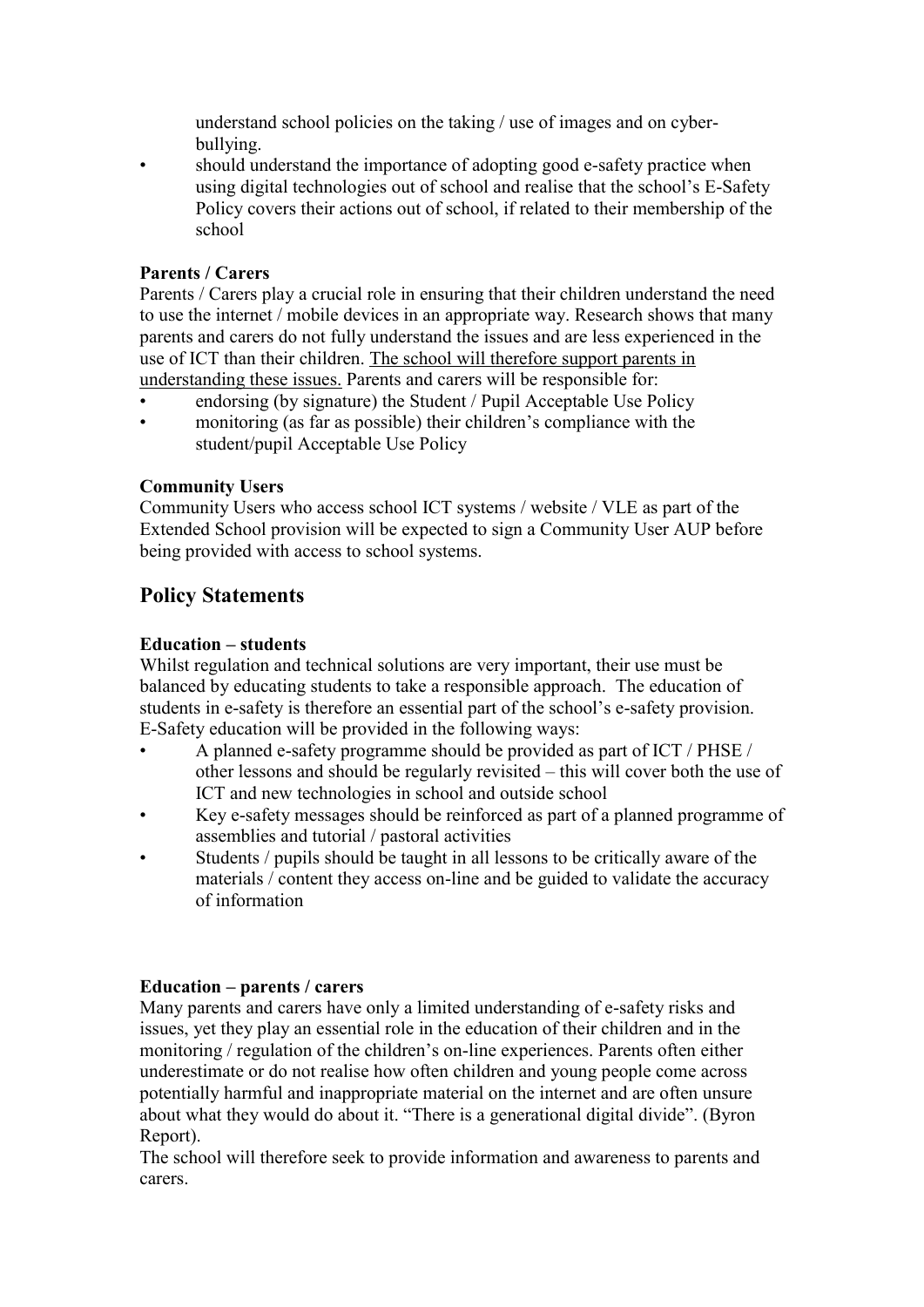understand school policies on the taking / use of images and on cyber-bullying.

- should understand the importance of adopting good e-safety practice when using digital technologies out of school and realise that the school's E-Safety Policy covers their actions out of school, if related to their membership of the school

**Parents / Carers**

Parents / Carers play a crucial role in ensuring that their children understand the need to use the internet / mobile devices in an appropriate way. Research shows that many parents and carers do not fully understand the issues and are less experienced in the use of ICT than their children. <u>The school will therefore support parents in understanding these issues.</u> Parents and carers will be responsible for:

- endorsing (by signature) the Student / Pupil Acceptable Use Policy
- monitoring (as far as possible) their children's compliance with the student/pupil Acceptable Use Policy

**Community Users**

Community Users who access school ICT systems / website / VLE as part of the Extended School provision will be expected to sign a Community User AUP before being provided with access to school systems.

## Policy Statements

**Education – students**

Whilst regulation and technical solutions are very important, their use must be balanced by educating students to take a responsible approach. The education of students in e-safety is therefore an essential part of the school's e-safety provision. E-Safety education will be provided in the following ways:

- A planned e-safety programme should be provided as part of ICT / PHSE / other lessons and should be regularly revisited – this will cover both the use of ICT and new technologies in school and outside school
- Key e-safety messages should be reinforced as part of a planned programme of assemblies and tutorial / pastoral activities
- Students / pupils should be taught in all lessons to be critically aware of the materials / content they access on-line and be guided to validate the accuracy of information

**Education – parents / carers**

Many parents and carers have only a limited understanding of e-safety risks and issues, yet they play an essential role in the education of their children and in the monitoring / regulation of the children's on-line experiences. Parents often either underestimate or do not realise how often children and young people come across potentially harmful and inappropriate material on the internet and are often unsure about what they would do about it. "There is a generational digital divide". (Byron Report).

The school will therefore seek to provide information and awareness to parents and carers.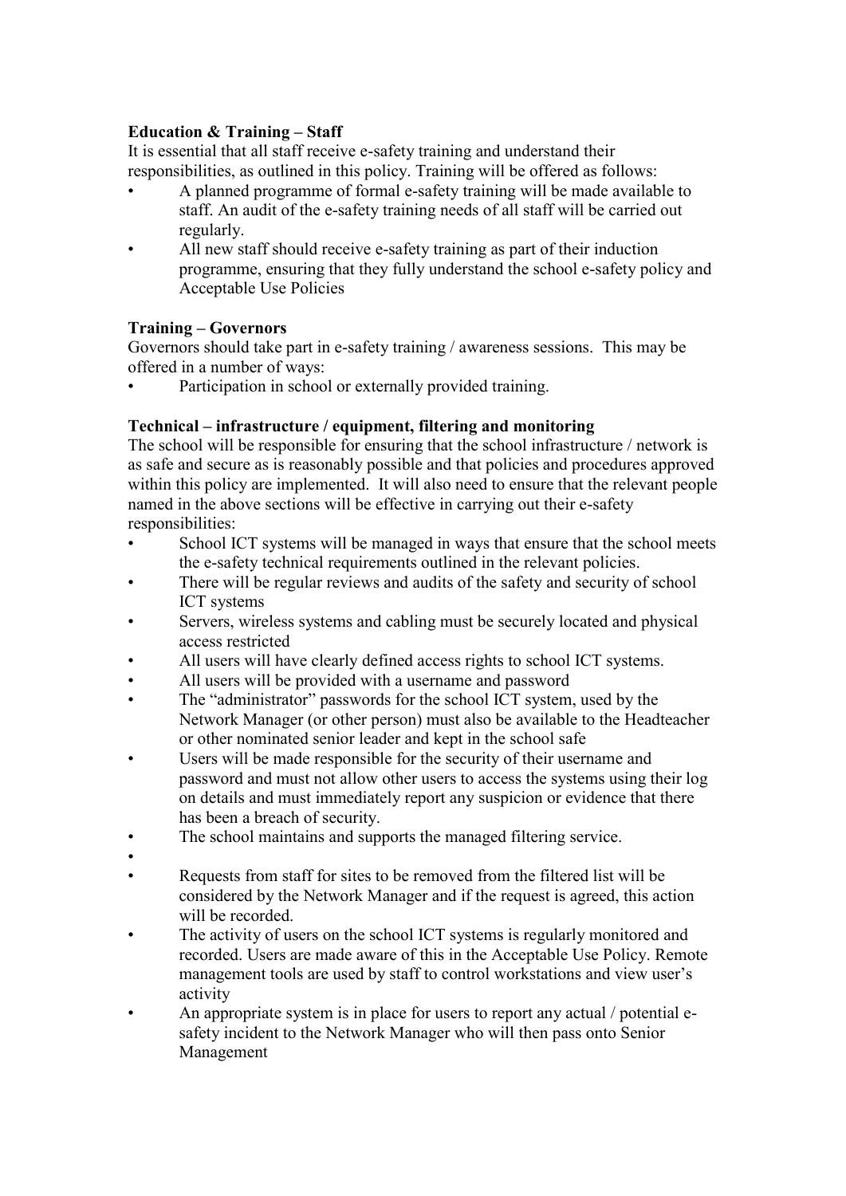**Education & Training – Staff**

It is essential that all staff receive e-safety training and understand their responsibilities, as outlined in this policy. Training will be offered as follows:

- A planned programme of formal e-safety training will be made available to staff. An audit of the e-safety training needs of all staff will be carried out regularly.
- All new staff should receive e-safety training as part of their induction programme, ensuring that they fully understand the school e-safety policy and Acceptable Use Policies

**Training – Governors**

Governors should take part in e-safety training / awareness sessions. This may be offered in a number of ways:

- Participation in school or externally provided training.

**Technical – infrastructure / equipment, filtering and monitoring**

The school will be responsible for ensuring that the school infrastructure / network is as safe and secure as is reasonably possible and that policies and procedures approved within this policy are implemented. It will also need to ensure that the relevant people named in the above sections will be effective in carrying out their e-safety responsibilities:

- School ICT systems will be managed in ways that ensure that the school meets the e-safety technical requirements outlined in the relevant policies.
- There will be regular reviews and audits of the safety and security of school ICT systems
- Servers, wireless systems and cabling must be securely located and physical access restricted
- All users will have clearly defined access rights to school ICT systems.
- All users will be provided with a username and password
- The "administrator" passwords for the school ICT system, used by the Network Manager (or other person) must also be available to the Headteacher or other nominated senior leader and kept in the school safe
- Users will be made responsible for the security of their username and password and must not allow other users to access the systems using their log on details and must immediately report any suspicion or evidence that there has been a breach of security.
- The school maintains and supports the managed filtering service.
- 
- Requests from staff for sites to be removed from the filtered list will be considered by the Network Manager and if the request is agreed, this action will be recorded.
- The activity of users on the school ICT systems is regularly monitored and recorded. Users are made aware of this in the Acceptable Use Policy. Remote management tools are used by staff to control workstations and view user's activity
- An appropriate system is in place for users to report any actual / potential e-safety incident to the Network Manager who will then pass onto Senior Management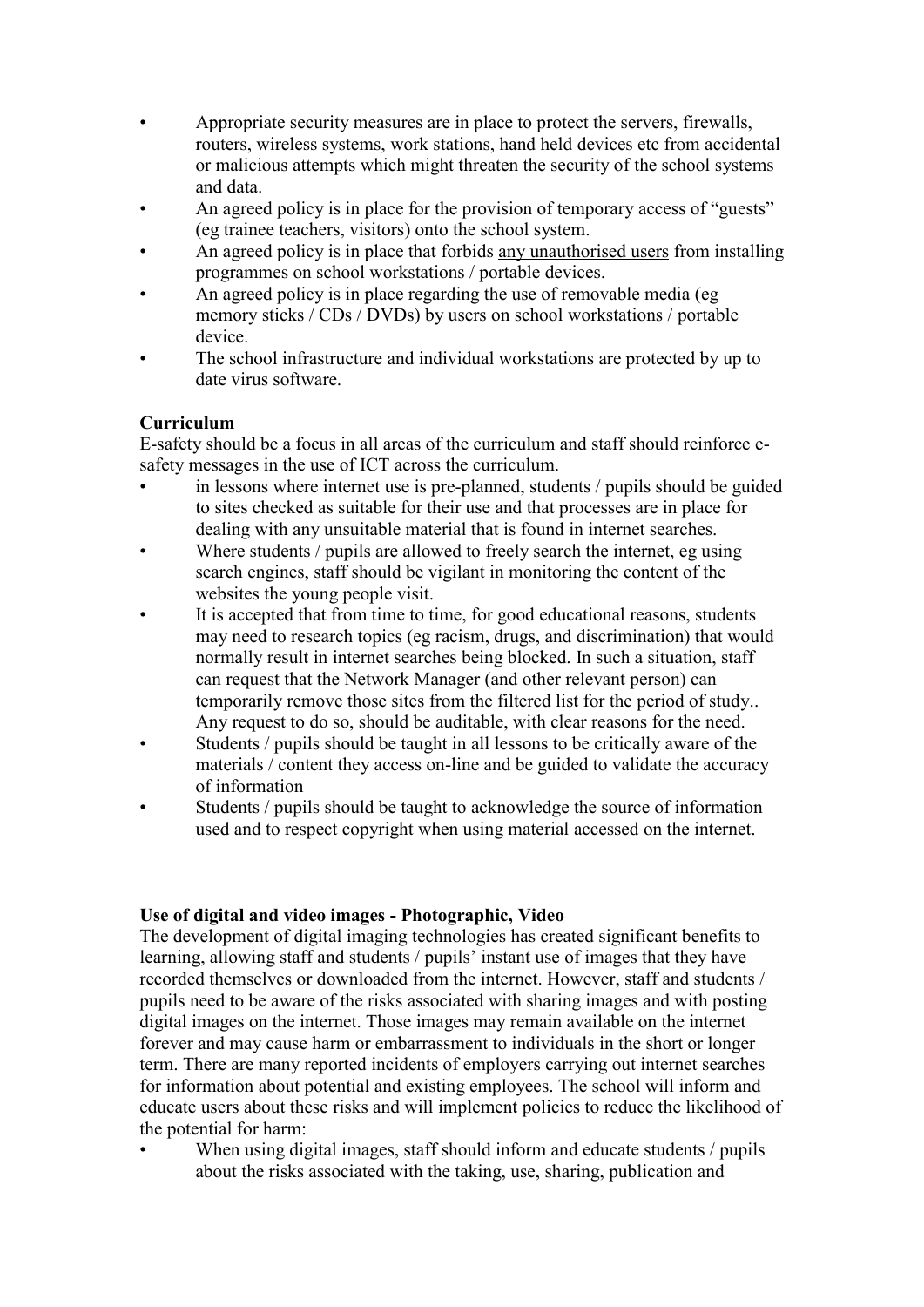- Appropriate security measures are in place to protect the servers, firewalls, routers, wireless systems, work stations, hand held devices etc from accidental or malicious attempts which might threaten the security of the school systems and data.
- An agreed policy is in place for the provision of temporary access of "guests" (eg trainee teachers, visitors) onto the school system.
- An agreed policy is in place that forbids <u>any unauthorised users</u> from installing programmes on school workstations / portable devices.
- An agreed policy is in place regarding the use of removable media (eg memory sticks / CDs / DVDs) by users on school workstations / portable device.
- The school infrastructure and individual workstations are protected by up to date virus software.

**Curriculum**

E-safety should be a focus in all areas of the curriculum and staff should reinforce e-safety messages in the use of ICT across the curriculum.

- in lessons where internet use is pre-planned, students / pupils should be guided to sites checked as suitable for their use and that processes are in place for dealing with any unsuitable material that is found in internet searches.
- Where students / pupils are allowed to freely search the internet, eg using search engines, staff should be vigilant in monitoring the content of the websites the young people visit.
- It is accepted that from time to time, for good educational reasons, students may need to research topics (eg racism, drugs, and discrimination) that would normally result in internet searches being blocked. In such a situation, staff can request that the Network Manager (and other relevant person) can temporarily remove those sites from the filtered list for the period of study.. Any request to do so, should be auditable, with clear reasons for the need.
- Students / pupils should be taught in all lessons to be critically aware of the materials / content they access on-line and be guided to validate the accuracy of information
- Students / pupils should be taught to acknowledge the source of information used and to respect copyright when using material accessed on the internet.

**Use of digital and video images - Photographic, Video**

The development of digital imaging technologies has created significant benefits to learning, allowing staff and students / pupils' instant use of images that they have recorded themselves or downloaded from the internet. However, staff and students / pupils need to be aware of the risks associated with sharing images and with posting digital images on the internet. Those images may remain available on the internet forever and may cause harm or embarrassment to individuals in the short or longer term. There are many reported incidents of employers carrying out internet searches for information about potential and existing employees. The school will inform and educate users about these risks and will implement policies to reduce the likelihood of the potential for harm:

- When using digital images, staff should inform and educate students / pupils about the risks associated with the taking, use, sharing, publication and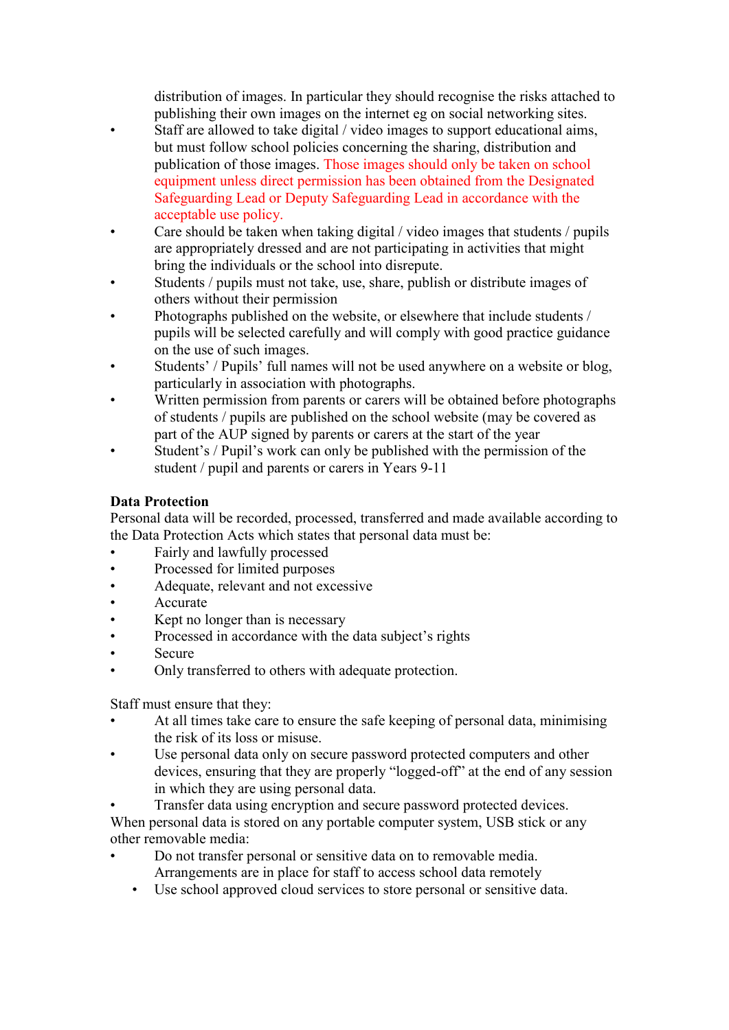distribution of images. In particular they should recognise the risks attached to publishing their own images on the internet eg on social networking sites.

- Staff are allowed to take digital / video images to support educational aims, but must follow school policies concerning the sharing, distribution and publication of those images. Those images should only be taken on school equipment unless direct permission has been obtained from the Designated Safeguarding Lead or Deputy Safeguarding Lead in accordance with the acceptable use policy.
- Care should be taken when taking digital / video images that students / pupils are appropriately dressed and are not participating in activities that might bring the individuals or the school into disrepute.
- Students / pupils must not take, use, share, publish or distribute images of others without their permission
- Photographs published on the website, or elsewhere that include students / pupils will be selected carefully and will comply with good practice guidance on the use of such images.
- Students' / Pupils' full names will not be used anywhere on a website or blog, particularly in association with photographs.
- Written permission from parents or carers will be obtained before photographs of students / pupils are published on the school website (may be covered as part of the AUP signed by parents or carers at the start of the year
- Student's / Pupil's work can only be published with the permission of the student / pupil and parents or carers in Years 9-11

**Data Protection**

Personal data will be recorded, processed, transferred and made available according to the Data Protection Acts which states that personal data must be:

- Fairly and lawfully processed
- Processed for limited purposes
- Adequate, relevant and not excessive
- Accurate
- Kept no longer than is necessary
- Processed in accordance with the data subject's rights
- Secure
- Only transferred to others with adequate protection.

Staff must ensure that they:

- At all times take care to ensure the safe keeping of personal data, minimising the risk of its loss or misuse.
- Use personal data only on secure password protected computers and other devices, ensuring that they are properly "logged-off" at the end of any session in which they are using personal data.
- Transfer data using encryption and secure password protected devices.

When personal data is stored on any portable computer system, USB stick or any other removable media:

- Do not transfer personal or sensitive data on to removable media. Arrangements are in place for staff to access school data remotely
- Use school approved cloud services to store personal or sensitive data.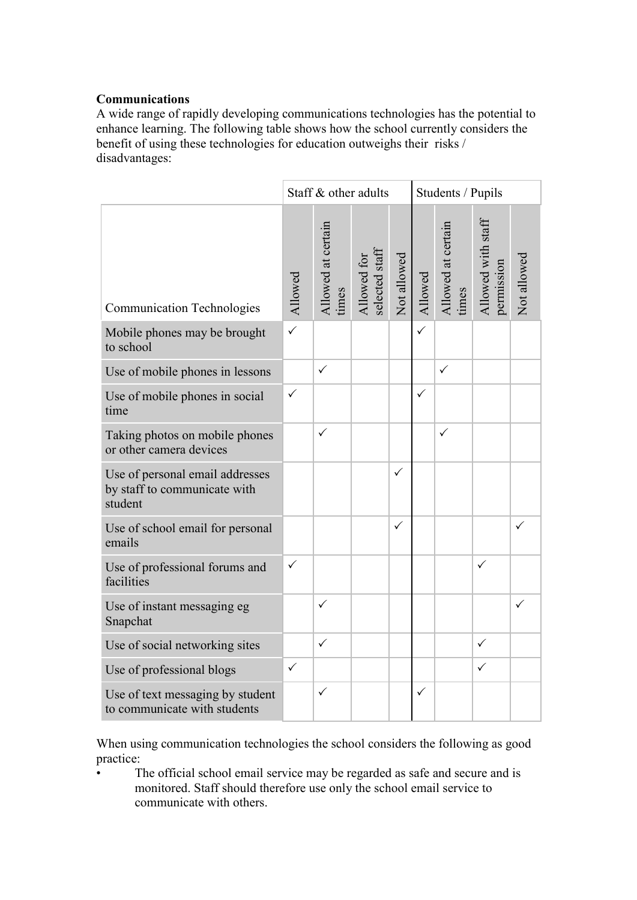**Communications**

A wide range of rapidly developing communications technologies has the potential to enhance learning. The following table shows how the school currently considers the benefit of using these technologies for education outweighs their risks / disadvantages:

| | Staff & other adults | | | | Students / Pupils | | | |
|---|---|---|---|---|---|---|---|---|
| Communication Technologies | Allowed | Allowed at certain times | Allowed for selected staff | Not allowed | Allowed | Allowed at certain times | Allowed with staff permission | Not allowed |
| Mobile phones may be brought to school | ✓ | | | | ✓ | | | |
| Use of mobile phones in lessons | | ✓ | | | | ✓ | | |
| Use of mobile phones in social time | ✓ | | | | ✓ | | | |
| Taking photos on mobile phones or other camera devices | | ✓ | | | | ✓ | | |
| Use of personal email addresses by staff to communicate with student | | | | ✓ | | | | |
| Use of school email for personal emails | | | | ✓ | | | | ✓ |
| Use of professional forums and facilities | ✓ | | | | | | ✓ | |
| Use of instant messaging eg Snapchat | | ✓ | | | | | | ✓ |
| Use of social networking sites | | ✓ | | | | | ✓ | |
| Use of professional blogs | ✓ | | | | | | ✓ | |
| Use of text messaging by student to communicate with students | | ✓ | | | ✓ | | | |

When using communication technologies the school considers the following as good practice:

- The official school email service may be regarded as safe and secure and is monitored. Staff should therefore use only the school email service to communicate with others.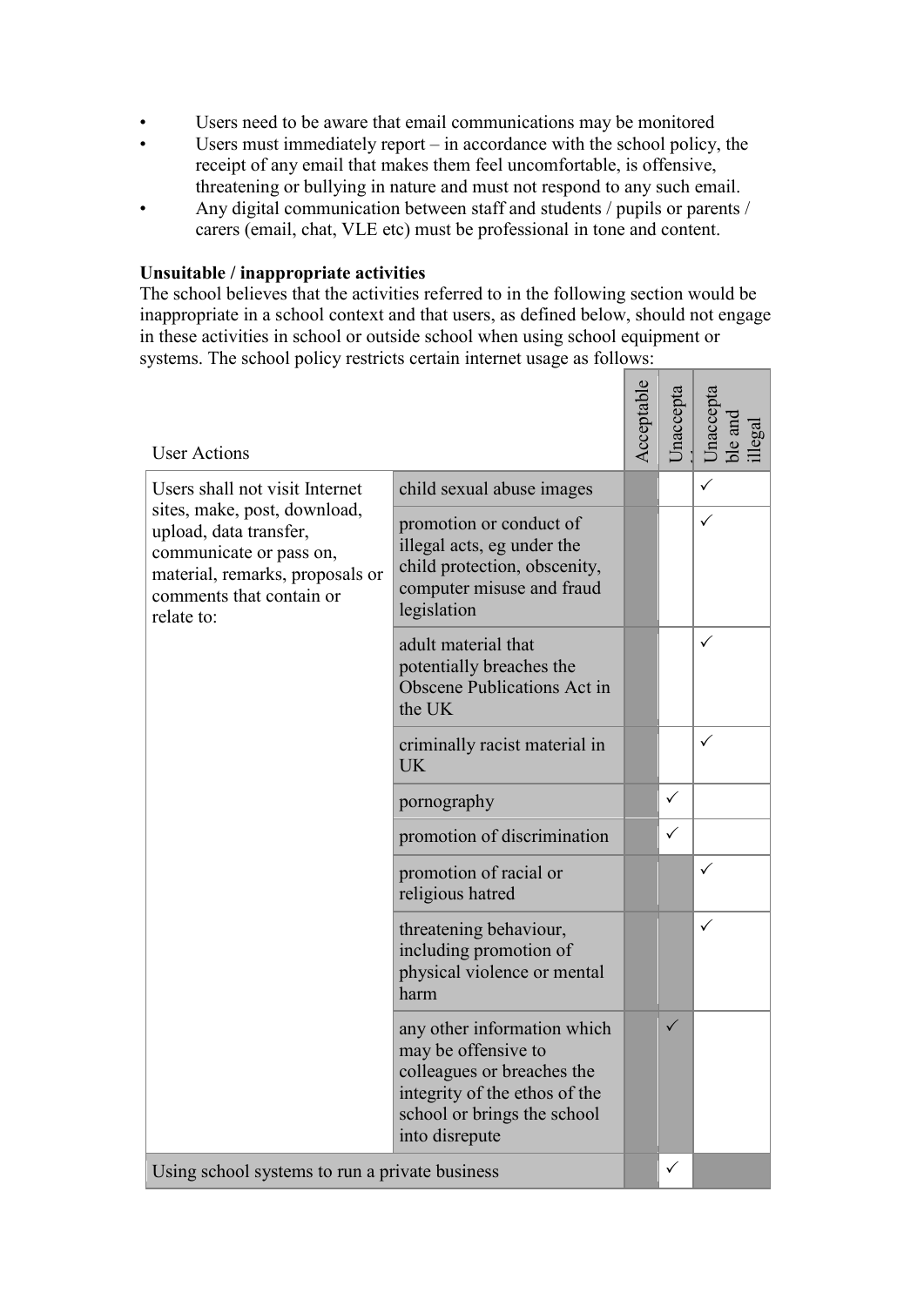- Users need to be aware that email communications may be monitored
- Users must immediately report – in accordance with the school policy, the receipt of any email that makes them feel uncomfortable, is offensive, threatening or bullying in nature and must not respond to any such email.
- Any digital communication between staff and students / pupils or parents / carers (email, chat, VLE etc) must be professional in tone and content.

**Unsuitable / inappropriate activities**

The school believes that the activities referred to in the following section would be inappropriate in a school context and that users, as defined below, should not engage in these activities in school or outside school when using school equipment or systems. The school policy restricts certain internet usage as follows:

| User Actions | | Acceptable | Unacceptable | Unacceptable and illegal |
|---|---|---|---|---|
| Users shall not visit Internet sites, make, post, download, upload, data transfer, communicate or pass on, material, remarks, proposals or comments that contain or relate to: | child sexual abuse images | | | ✓ |
| | promotion or conduct of illegal acts, eg under the child protection, obscenity, computer misuse and fraud legislation | | | ✓ |
| | adult material that potentially breaches the Obscene Publications Act in the UK | | | ✓ |
| | criminally racist material in UK | | | ✓ |
| | pornography | | ✓ | |
| | promotion of discrimination | | ✓ | |
| | promotion of racial or religious hatred | | | ✓ |
| | threatening behaviour, including promotion of physical violence or mental harm | | | ✓ |
| | any other information which may be offensive to colleagues or breaches the integrity of the ethos of the school or brings the school into disrepute | | ✓ | |
| Using school systems to run a private business | | | ✓ | |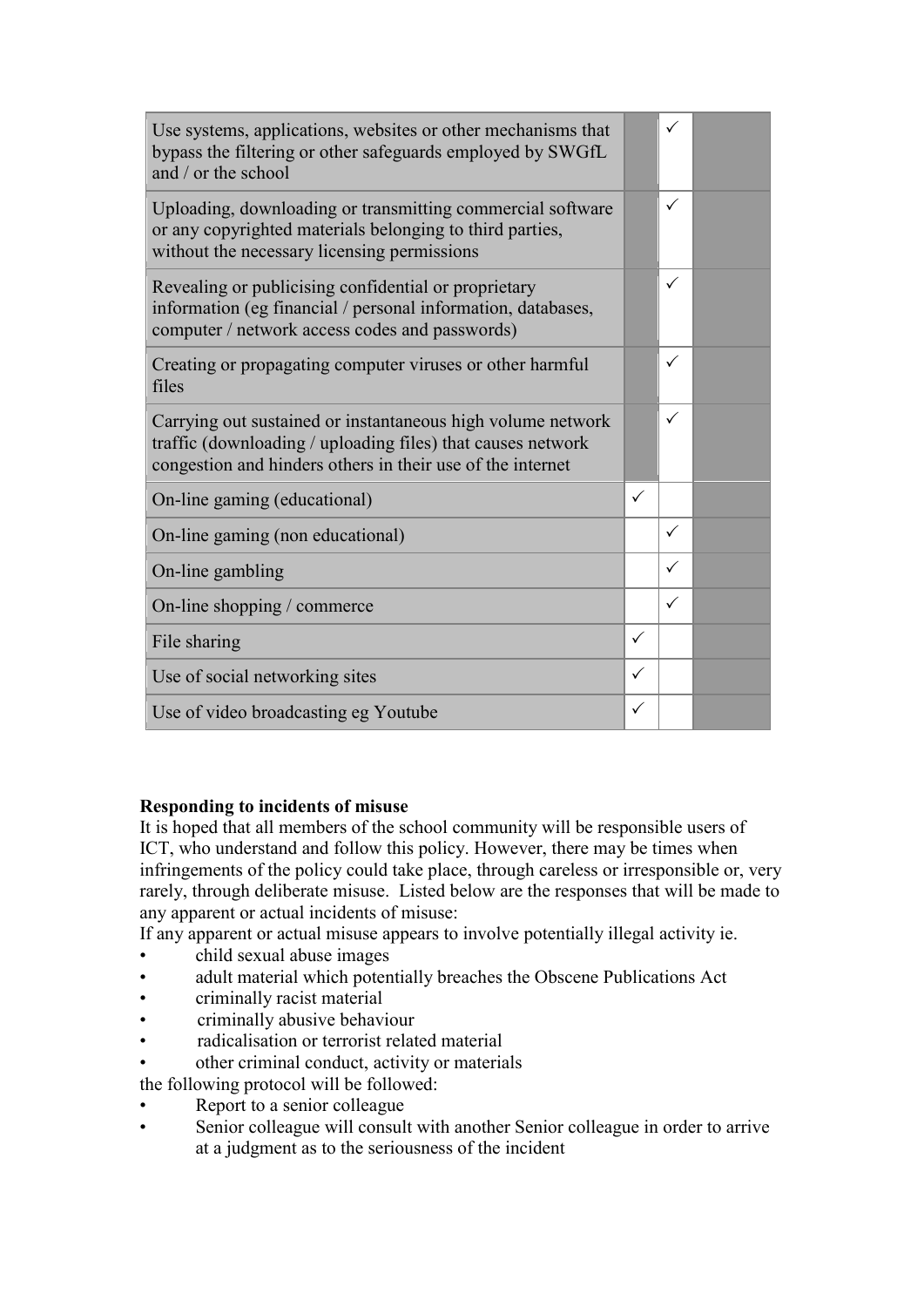| | | | |
|---|---|---|---|
| Use systems, applications, websites or other mechanisms that bypass the filtering or other safeguards employed by SWGfL and / or the school | | ✓ | |
| Uploading, downloading or transmitting commercial software or any copyrighted materials belonging to third parties, without the necessary licensing permissions | | ✓ | |
| Revealing or publicising confidential or proprietary information (eg financial / personal information, databases, computer / network access codes and passwords) | | ✓ | |
| Creating or propagating computer viruses or other harmful files | | ✓ | |
| Carrying out sustained or instantaneous high volume network traffic (downloading / uploading files) that causes network congestion and hinders others in their use of the internet | | ✓ | |
| On-line gaming (educational) | ✓ | | |
| On-line gaming (non educational) | | ✓ | |
| On-line gambling | | ✓ | |
| On-line shopping / commerce | | ✓ | |
| File sharing | ✓ | | |
| Use of social networking sites | ✓ | | |
| Use of video broadcasting eg Youtube | ✓ | | |

**Responding to incidents of misuse**

It is hoped that all members of the school community will be responsible users of ICT, who understand and follow this policy. However, there may be times when infringements of the policy could take place, through careless or irresponsible or, very rarely, through deliberate misuse. Listed below are the responses that will be made to any apparent or actual incidents of misuse:

If any apparent or actual misuse appears to involve potentially illegal activity ie.

- child sexual abuse images
- adult material which potentially breaches the Obscene Publications Act
- criminally racist material
- criminally abusive behaviour
- radicalisation or terrorist related material
- other criminal conduct, activity or materials

the following protocol will be followed:

- Report to a senior colleague
- Senior colleague will consult with another Senior colleague in order to arrive at a judgment as to the seriousness of the incident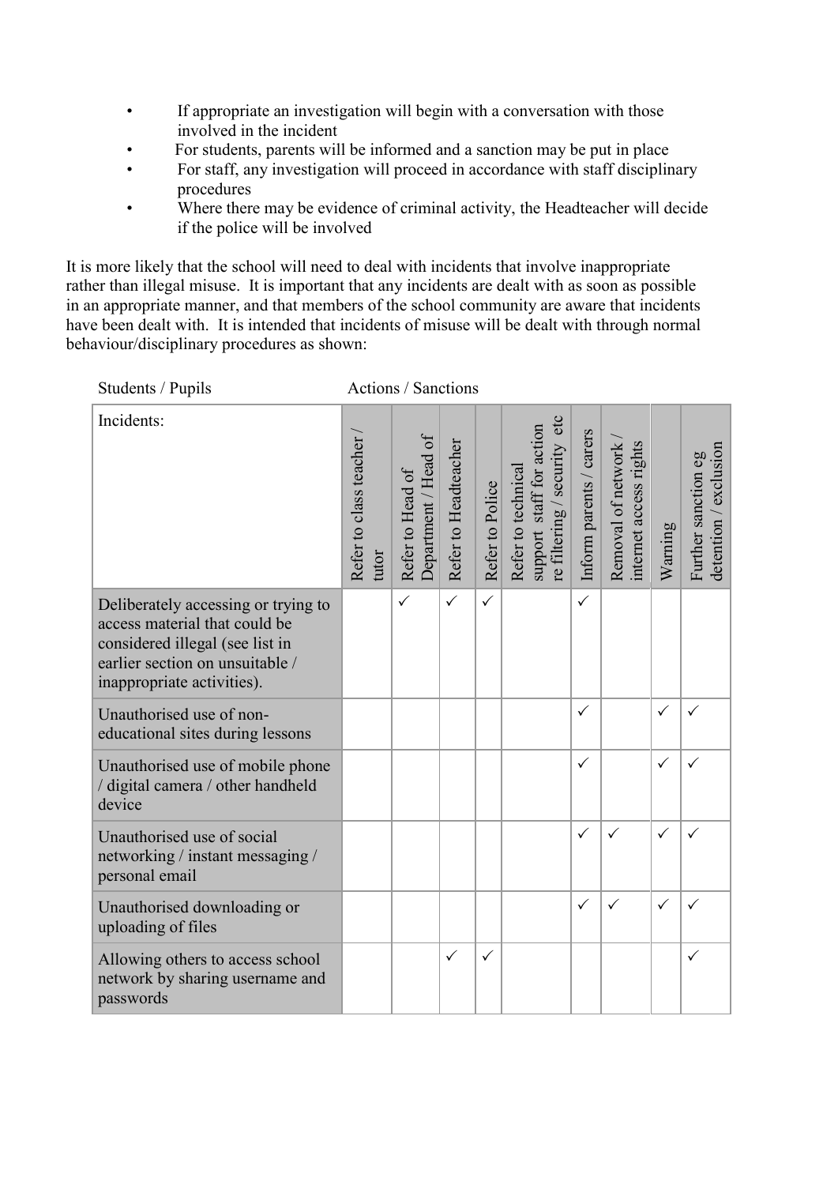- If appropriate an investigation will begin with a conversation with those involved in the incident
- For students, parents will be informed and a sanction may be put in place
- For staff, any investigation will proceed in accordance with staff disciplinary procedures
- Where there may be evidence of criminal activity, the Headteacher will decide if the police will be involved

It is more likely that the school will need to deal with incidents that involve inappropriate rather than illegal misuse. It is important that any incidents are dealt with as soon as possible in an appropriate manner, and that members of the school community are aware that incidents have been dealt with. It is intended that incidents of misuse will be dealt with through normal behaviour/disciplinary procedures as shown:

Students / Pupils — Actions / Sanctions

| Incidents: | Refer to class teacher / tutor | Refer to Head of Department / Head of | Refer to Headteacher | Refer to Police | Refer to technical support staff for action re filtering / security etc | Inform parents / carers | Removal of network / internet access rights | Warning | Further sanction eg detention / exclusion |
|---|---|---|---|---|---|---|---|---|---|
| Deliberately accessing or trying to access material that could be considered illegal (see list in earlier section on unsuitable / inappropriate activities). | | ✓ | ✓ | ✓ | | ✓ | | | |
| Unauthorised use of non-educational sites during lessons | | | | | | ✓ | | ✓ | ✓ |
| Unauthorised use of mobile phone / digital camera / other handheld device | | | | | | ✓ | | ✓ | ✓ |
| Unauthorised use of social networking / instant messaging / personal email | | | | | | ✓ | ✓ | ✓ | ✓ |
| Unauthorised downloading or uploading of files | | | | | | ✓ | ✓ | ✓ | ✓ |
| Allowing others to access school network by sharing username and passwords | | | ✓ | ✓ | | | | | ✓ |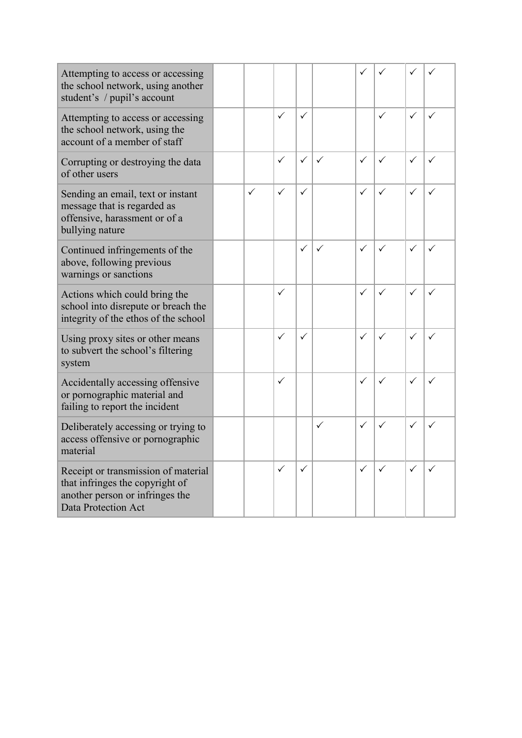| | | | | | | | | | |
|---|---|---|---|---|---|---|---|---|---|
| Attempting to access or accessing the school network, using another student's / pupil's account | | | | | | ✓ | ✓ | ✓ | ✓ |
| Attempting to access or accessing the school network, using the account of a member of staff | | | ✓ | ✓ | | | ✓ | ✓ | ✓ |
| Corrupting or destroying the data of other users | | | ✓ | ✓ | ✓ | ✓ | ✓ | ✓ | ✓ |
| Sending an email, text or instant message that is regarded as offensive, harassment or of a bullying nature | | ✓ | ✓ | ✓ | | ✓ | ✓ | ✓ | ✓ |
| Continued infringements of the above, following previous warnings or sanctions | | | | ✓ | ✓ | ✓ | ✓ | ✓ | ✓ |
| Actions which could bring the school into disrepute or breach the integrity of the ethos of the school | | | ✓ | | | ✓ | ✓ | ✓ | ✓ |
| Using proxy sites or other means to subvert the school's filtering system | | | ✓ | ✓ | | ✓ | ✓ | ✓ | ✓ |
| Accidentally accessing offensive or pornographic material and failing to report the incident | | | ✓ | | | ✓ | ✓ | ✓ | ✓ |
| Deliberately accessing or trying to access offensive or pornographic material | | | | | ✓ | ✓ | ✓ | ✓ | ✓ |
| Receipt or transmission of material that infringes the copyright of another person or infringes the Data Protection Act | | | ✓ | ✓ | | ✓ | ✓ | ✓ | ✓ |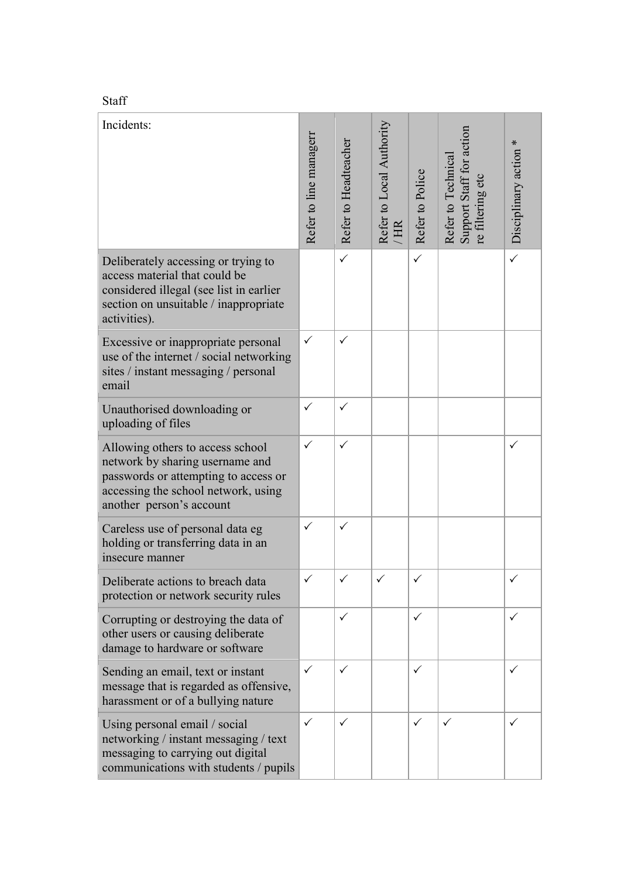Staff

| Incidents: | Refer to line managerr | Refer to Headteacher | Refer to Local Authority / HR | Refer to Police | Refer to Technical Support Staff for action re filtering etc | Disciplinary action * |
|---|---|---|---|---|---|---|
| Deliberately accessing or trying to access material that could be considered illegal (see list in earlier section on unsuitable / inappropriate activities). | | ✓ | | ✓ | | ✓ |
| Excessive or inappropriate personal use of the internet / social networking sites / instant messaging / personal email | ✓ | ✓ | | | | |
| Unauthorised downloading or uploading of files | ✓ | ✓ | | | | |
| Allowing others to access school network by sharing username and passwords or attempting to access or accessing the school network, using another person's account | ✓ | ✓ | | | | ✓ |
| Careless use of personal data eg holding or transferring data in an insecure manner | ✓ | ✓ | | | | |
| Deliberate actions to breach data protection or network security rules | ✓ | ✓ | ✓ | ✓ | | ✓ |
| Corrupting or destroying the data of other users or causing deliberate damage to hardware or software | | ✓ | | ✓ | | ✓ |
| Sending an email, text or instant message that is regarded as offensive, harassment or of a bullying nature | ✓ | ✓ | | ✓ | | ✓ |
| Using personal email / social networking / instant messaging / text messaging to carrying out digital communications with students / pupils | ✓ | ✓ | | ✓ | ✓ | ✓ |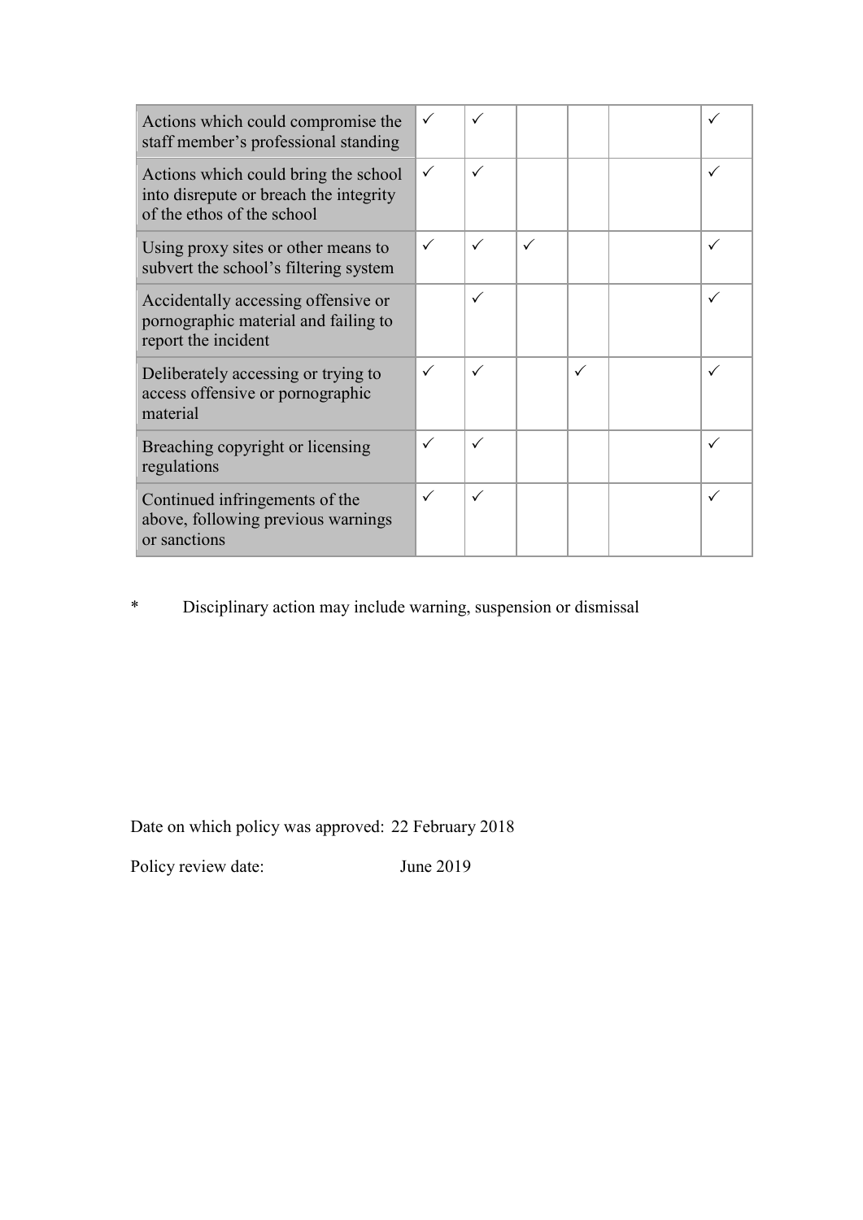| | | | | | | |
|---|---|---|---|---|---|---|
| Actions which could compromise the staff member's professional standing | ✓ | ✓ | | | | ✓ |
| Actions which could bring the school into disrepute or breach the integrity of the ethos of the school | ✓ | ✓ | | | | ✓ |
| Using proxy sites or other means to subvert the school's filtering system | ✓ | ✓ | ✓ | | | ✓ |
| Accidentally accessing offensive or pornographic material and failing to report the incident | | ✓ | | | | ✓ |
| Deliberately accessing or trying to access offensive or pornographic material | ✓ | ✓ | | ✓ | | ✓ |
| Breaching copyright or licensing regulations | ✓ | ✓ | | | | ✓ |
| Continued infringements of the above, following previous warnings or sanctions | ✓ | ✓ | | | | ✓ |

* Disciplinary action may include warning, suspension or dismissal

Date on which policy was approved: 22 February 2018

Policy review date: June 2019